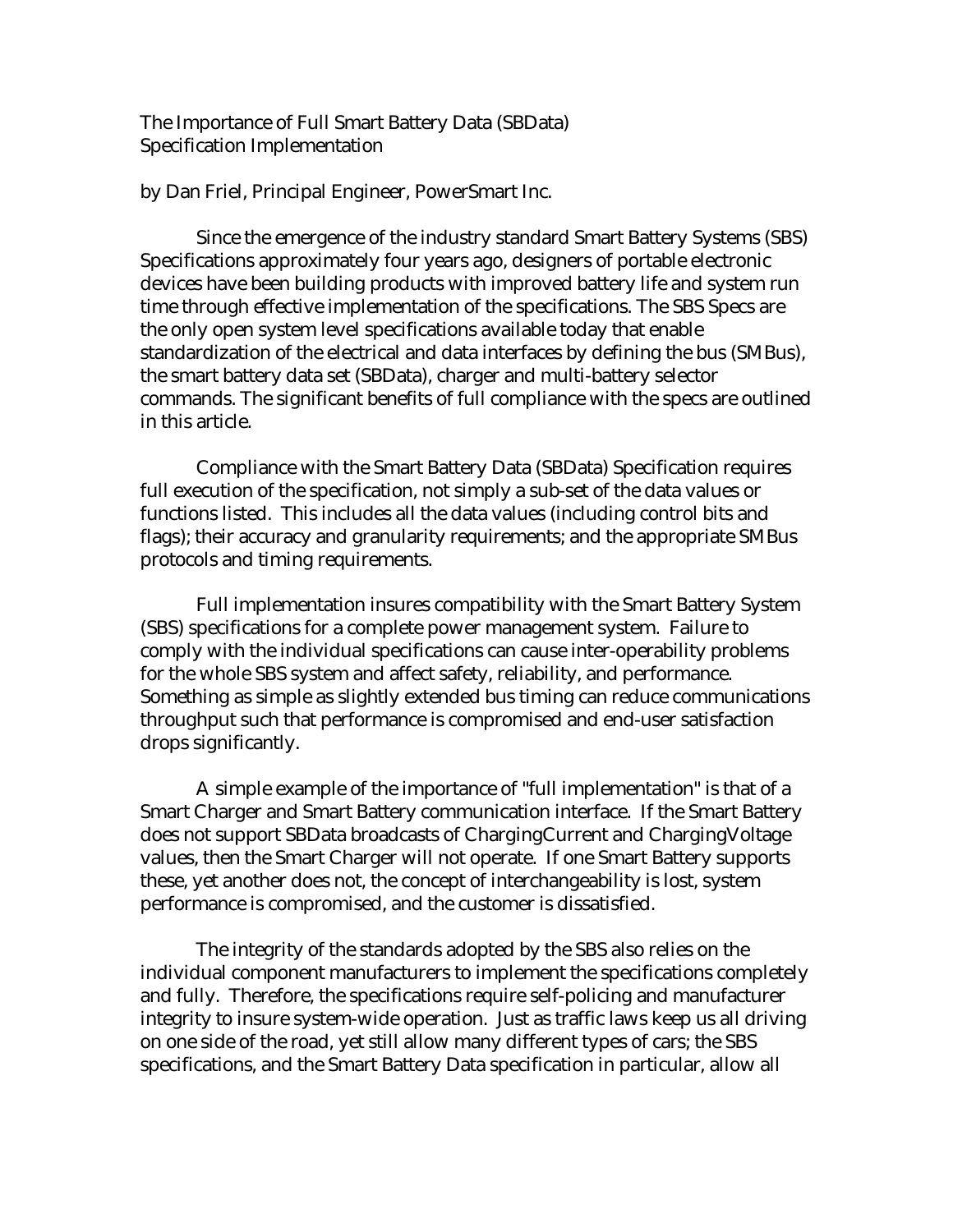# The Importance of Full Smart Battery Data (SBData) Specification Implementation

by Dan Friel, Principal Engineer, PowerSmart Inc.

Since the emergence of the industry standard Smart Battery Systems (SBS) Specifications approximately four years ago, designers of portable electronic devices have been building products with improved battery life and system run time through effective implementation of the specifications. The SBS Specs are the only open system level specifications available today that enable standardization of the electrical and data interfaces by defining the bus (SMBus), the smart battery data set (SBData), charger and multi-battery selector commands. The significant benefits of full compliance with the specs are outlined in this article.

Compliance with the Smart Battery Data (SBData) Specification requires full execution of the specification, not simply a sub-set of the data values or functions listed. This includes all the data values (including control bits and flags); their accuracy and granularity requirements; and the appropriate SMBus protocols and timing requirements.

Full implementation insures compatibility with the Smart Battery System (SBS) specifications for a complete power management system. Failure to comply with the individual specifications can cause inter-operability problems for the whole SBS system and affect safety, reliability, and performance. Something as simple as slightly extended bus timing can reduce communications throughput such that performance is compromised and end-user satisfaction drops significantly.

A simple example of the importance of "full implementation" is that of a Smart Charger and Smart Battery communication interface. If the Smart Battery does not support SBData broadcasts of ChargingCurrent and ChargingVoltage values, then the Smart Charger will not operate. If one Smart Battery supports these, yet another does not, the concept of interchangeability is lost, system performance is compromised, and the customer is dissatisfied.

The integrity of the standards adopted by the SBS also relies on the individual component manufacturers to implement the specifications completely and fully. Therefore, the specifications require self-policing and manufacturer integrity to insure system-wide operation. Just as traffic laws keep us all driving on one side of the road, yet still allow many different types of cars; the SBS specifications, and the Smart Battery Data specification in particular, allow all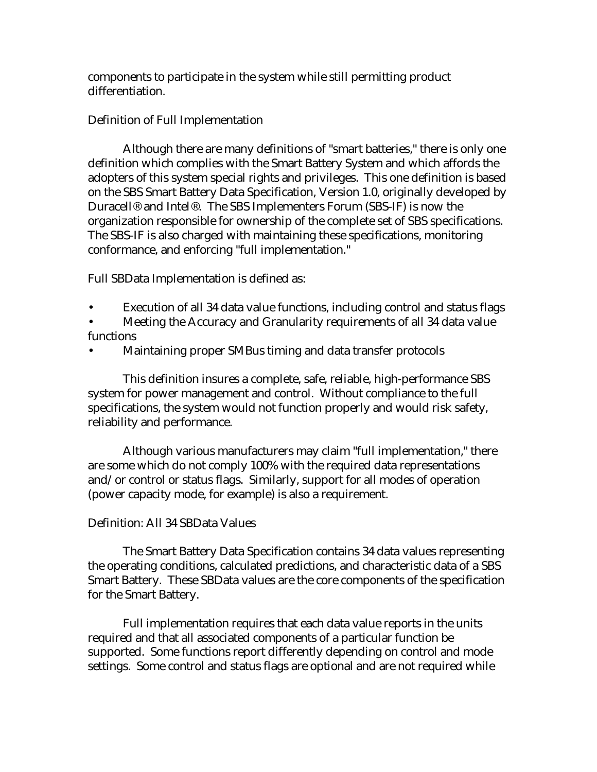components to participate in the system while still permitting product differentiation.

## Definition of Full Implementation

Although there are many definitions of "smart batteries," there is only one definition which complies with the Smart Battery System and which affords the adopters of this system special rights and privileges. This one definition is based on the SBS Smart Battery Data Specification, Version 1.0, originally developed by Duracell® and Intel®. The SBS Implementers Forum (SBS-IF) is now the organization responsible for ownership of the complete set of SBS specifications. The SBS-IF is also charged with maintaining these specifications, monitoring conformance, and enforcing "full implementation."

Full SBData Implementation is defined as:

- Execution of all 34 data value functions, including control and status flags
- Meeting the Accuracy and Granularity requirements of all 34 data value functions
- Maintaining proper SMBus timing and data transfer protocols

This definition insures a complete, safe, reliable, high-performance SBS system for power management and control. Without compliance to the full specifications, the system would not function properly and would risk safety, reliability and performance.

Although various manufacturers may claim "full implementation," there are some which do not comply 100% with the required data representations and/or control or status flags. Similarly, support for all modes of operation (power capacity mode, for example) is also a requirement.

## Definition: All 34 SBData Values

The Smart Battery Data Specification contains 34 data values representing the operating conditions, calculated predictions, and characteristic data of a SBS Smart Battery. These SBData values are the core components of the specification for the Smart Battery.

Full implementation requires that each data value reports in the units required and that all associated components of a particular function be supported. Some functions report differently depending on control and mode settings. Some control and status flags are optional and are not required while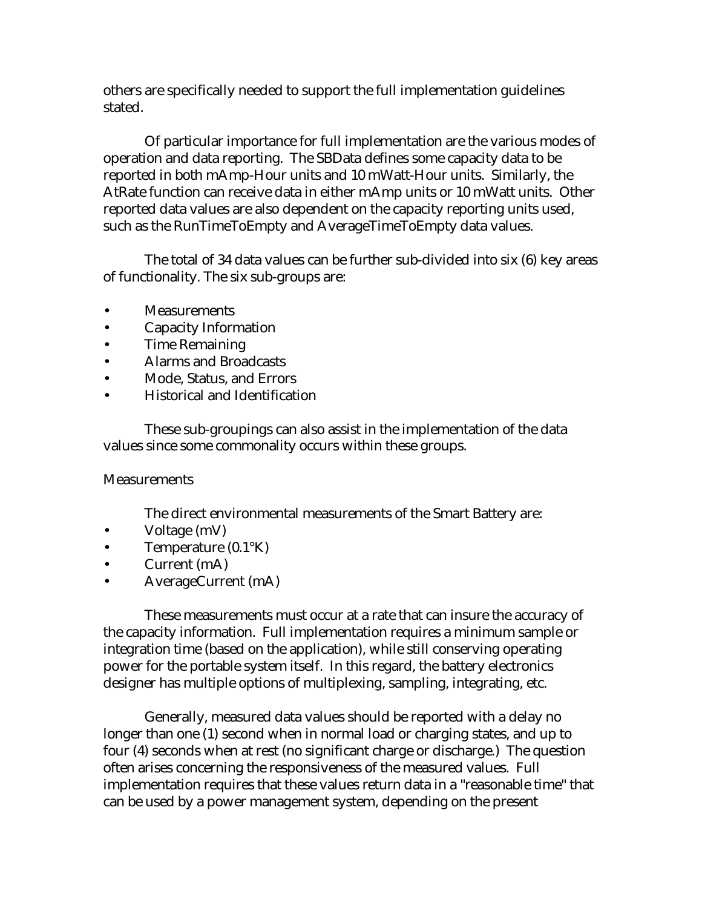others are specifically needed to support the full implementation guidelines stated.

Of particular importance for full implementation are the various modes of operation and data reporting. The SBData defines some capacity data to be reported in both mAmp-Hour units and 10 mWatt-Hour units. Similarly, the AtRate function can receive data in either mAmp units or 10 mWatt units. Other reported data values are also dependent on the capacity reporting units used, such as the RunTimeToEmpty and AverageTimeToEmpty data values.

The total of 34 data values can be further sub-divided into six (6) key areas of functionality. The six sub-groups are:

- Measurements
- Capacity Information
- Time Remaining
- Alarms and Broadcasts
- Mode, Status, and Errors
- Historical and Identification

These sub-groupings can also assist in the implementation of the data values since some commonality occurs within these groups.

Measurements

The direct environmental measurements of the Smart Battery are:

- Voltage (mV)
- Temperature (0.1°K)
- Current (mA)
- AverageCurrent (mA)

These measurements must occur at a rate that can insure the accuracy of the capacity information. Full implementation requires a minimum sample or integration time (based on the application), while still conserving operating power for the portable system itself. In this regard, the battery electronics designer has multiple options of multiplexing, sampling, integrating, etc.

Generally, measured data values should be reported with a delay no longer than one (1) second when in normal load or charging states, and up to four (4) seconds when at rest (no significant charge or discharge.) The question often arises concerning the responsiveness of the measured values. Full implementation requires that these values return data in a "reasonable time" that can be used by a power management system, depending on the present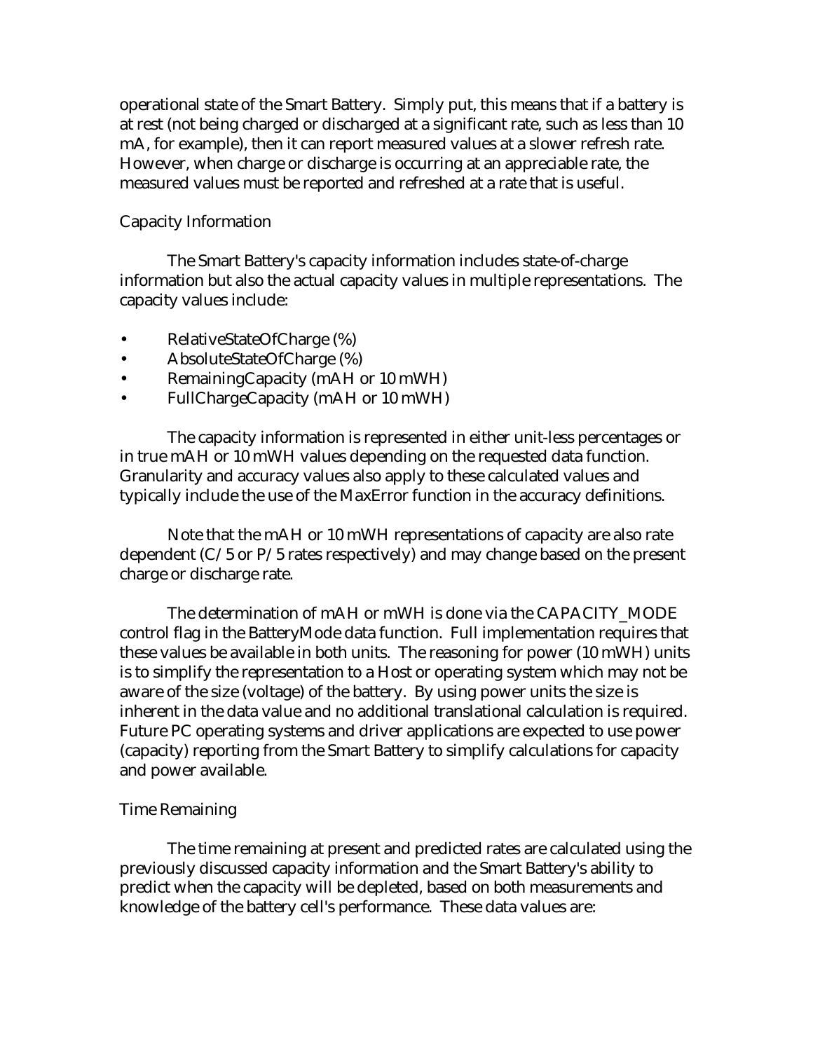operational state of the Smart Battery. Simply put, this means that if a battery is at rest (not being charged or discharged at a significant rate, such as less than 10 mA, for example), then it can report measured values at a slower refresh rate. However, when charge or discharge is occurring at an appreciable rate, the measured values must be reported and refreshed at a rate that is useful.

### Capacity Information

The Smart Battery's capacity information includes state-of-charge information but also the actual capacity values in multiple representations. The capacity values include:

- RelativeStateOfCharge (%)
- AbsoluteStateOfCharge (%)
- RemainingCapacity (mAH or 10 mWH)
- FullChargeCapacity (mAH or 10 mWH)

The capacity information is represented in either unit-less percentages or in true mAH or 10 mWH values depending on the requested data function. Granularity and accuracy values also apply to these calculated values and typically include the use of the MaxError function in the accuracy definitions.

Note that the mAH or 10 mWH representations of capacity are also rate dependent (C/5 or P/5 rates respectively) and may change based on the present charge or discharge rate.

The determination of mAH or mWH is done via the CAPACITY_MODE control flag in the BatteryMode data function. Full implementation requires that these values be available in both units. The reasoning for power (10 mWH) units is to simplify the representation to a Host or operating system which may not be aware of the size (voltage) of the battery. By using power units the size is inherent in the data value and no additional translational calculation is required. Future PC operating systems and driver applications are expected to use power (capacity) reporting from the Smart Battery to simplify calculations for capacity and power available.

### Time Remaining

The time remaining at present and predicted rates are calculated using the previously discussed capacity information and the Smart Battery's ability to predict when the capacity will be depleted, based on both measurements and knowledge of the battery cell's performance. These data values are: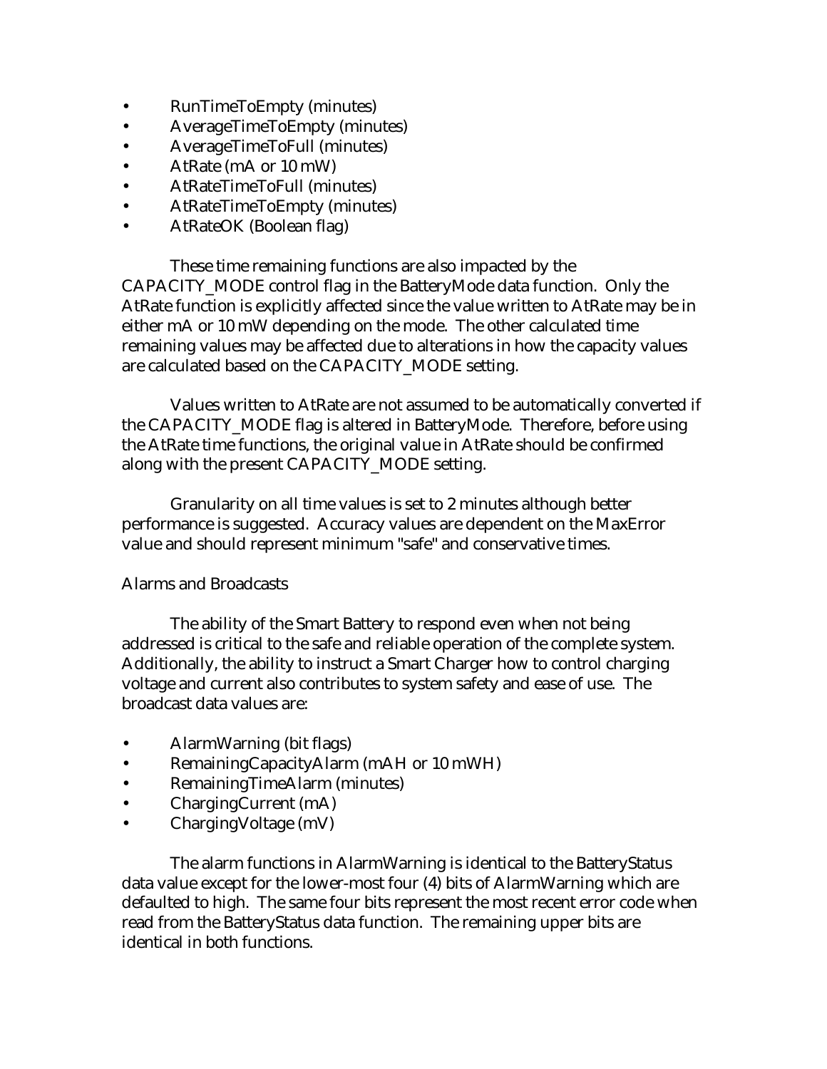- RunTimeToEmpty (minutes)
- AverageTimeToEmpty (minutes)
- AverageTimeToFull (minutes)
- AtRate (mA or 10 mW)
- AtRateTimeToFull (minutes)
- AtRateTimeToEmpty (minutes)
- AtRateOK (Boolean flag)

These time remaining functions are also impacted by the CAPACITY_MODE control flag in the BatteryMode data function. Only the AtRate function is explicitly affected since the value written to AtRate may be in either mA or 10 mW depending on the mode. The other calculated time remaining values may be affected due to alterations in how the capacity values are calculated based on the CAPACITY_MODE setting.

Values written to AtRate are not assumed to be automatically converted if the CAPACITY_MODE flag is altered in BatteryMode. Therefore, before using the AtRate time functions, the original value in AtRate should be confirmed along with the present CAPACITY_MODE setting.

Granularity on all time values is set to 2 minutes although better performance is suggested. Accuracy values are dependent on the MaxError value and should represent minimum "safe" and conservative times.

### Alarms and Broadcasts

The ability of the Smart Battery to respond even when not being addressed is critical to the safe and reliable operation of the complete system. Additionally, the ability to instruct a Smart Charger how to control charging voltage and current also contributes to system safety and ease of use. The broadcast data values are:

- AlarmWarning (bit flags)
- RemainingCapacityAlarm (mAH or 10 mWH)
- RemainingTimeAlarm (minutes)
- ChargingCurrent (mA)
- ChargingVoltage (mV)

The alarm functions in AlarmWarning is identical to the BatteryStatus data value except for the lower-most four (4) bits of AlarmWarning which are defaulted to high. The same four bits represent the most recent error code when read from the BatteryStatus data function. The remaining upper bits are identical in both functions.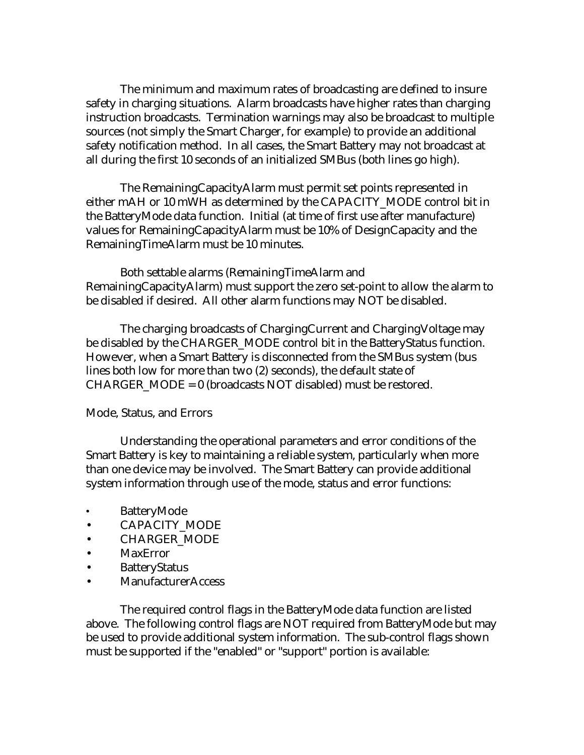The minimum and maximum rates of broadcasting are defined to insure safety in charging situations. Alarm broadcasts have higher rates than charging instruction broadcasts. Termination warnings may also be broadcast to multiple sources (not simply the Smart Charger, for example) to provide an additional safety notification method. In all cases, the Smart Battery may not broadcast at all during the first 10 seconds of an initialized SMBus (both lines go high).

The RemainingCapacityAlarm must permit set points represented in either mAH or 10 mWH as determined by the CAPACITY_MODE control bit in the BatteryMode data function. Initial (at time of first use after manufacture) values for RemainingCapacityAlarm must be 10% of DesignCapacity and the RemainingTimeAlarm must be 10 minutes.

Both settable alarms (RemainingTimeAlarm and RemainingCapacityAlarm) must support the zero set-point to allow the alarm to be disabled if desired. All other alarm functions may NOT be disabled.

The charging broadcasts of ChargingCurrent and ChargingVoltage may be disabled by the CHARGER_MODE control bit in the BatteryStatus function. However, when a Smart Battery is disconnected from the SMBus system (bus lines both low for more than two (2) seconds), the default state of CHARGER_MODE = 0 (broadcasts NOT disabled) must be restored.

Mode, Status, and Errors

Understanding the operational parameters and error conditions of the Smart Battery is key to maintaining a reliable system, particularly when more than one device may be involved. The Smart Battery can provide additional system information through use of the mode, status and error functions:

- BatteryMode
- CAPACITY_MODE
- CHARGER_MODE
- MaxError
- BatteryStatus
- ManufacturerAccess

The required control flags in the BatteryMode data function are listed above. The following control flags are NOT required from BatteryMode but may be used to provide additional system information. The sub-control flags shown must be supported if the "enabled" or "support" portion is available: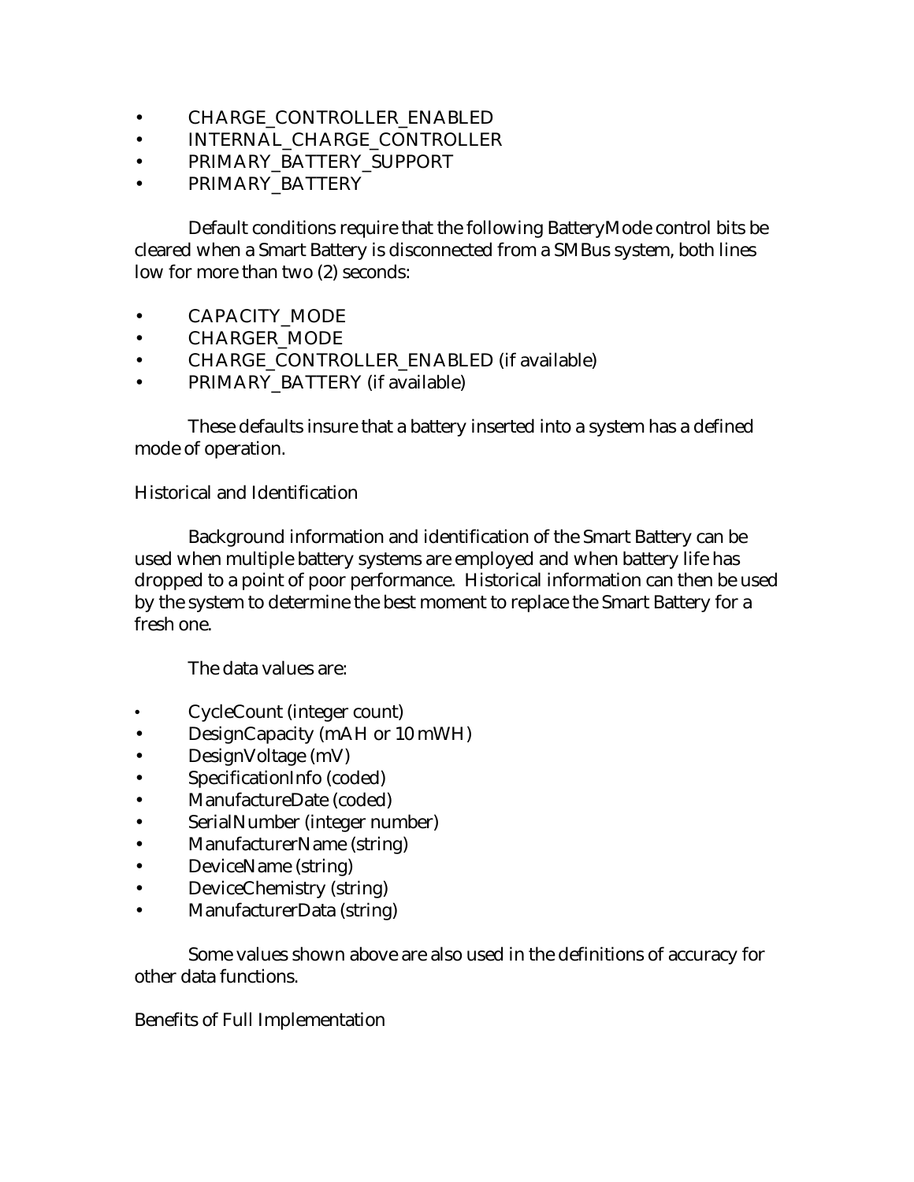- CHARGE_CONTROLLER_ENABLED
- INTERNAL_CHARGE_CONTROLLER
- PRIMARY_BATTERY_SUPPORT
- PRIMARY_BATTERY

Default conditions require that the following BatteryMode control bits be cleared when a Smart Battery is disconnected from a SMBus system, both lines low for more than two (2) seconds:

- CAPACITY_MODE
- CHARGER_MODE
- CHARGE_CONTROLLER_ENABLED (if available)
- PRIMARY_BATTERY (if available)

These defaults insure that a battery inserted into a system has a defined mode of operation.

Historical and Identification

Background information and identification of the Smart Battery can be used when multiple battery systems are employed and when battery life has dropped to a point of poor performance. Historical information can then be used by the system to determine the best moment to replace the Smart Battery for a fresh one.

The data values are:

- CycleCount (integer count)
- DesignCapacity (mAH or 10 mWH)
- DesignVoltage (mV)
- SpecificationInfo (coded)
- ManufactureDate (coded)
- SerialNumber (integer number)
- ManufacturerName (string)
- DeviceName (string)
- DeviceChemistry (string)
- ManufacturerData (string)

Some values shown above are also used in the definitions of accuracy for other data functions.

Benefits of Full Implementation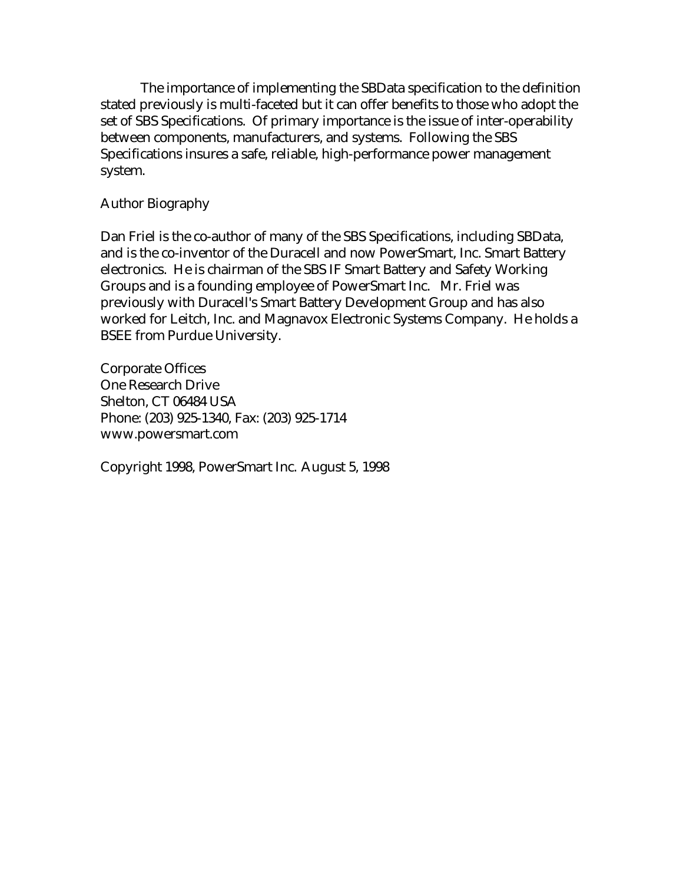The importance of implementing the SBData specification to the definition stated previously is multi-faceted but it can offer benefits to those who adopt the set of SBS Specifications. Of primary importance is the issue of inter-operability between components, manufacturers, and systems. Following the SBS Specifications insures a safe, reliable, high-performance power management system.

## Author Biography

Dan Friel is the co-author of many of the SBS Specifications, including SBData, and is the co-inventor of the Duracell and now PowerSmart, Inc. Smart Battery electronics. He is chairman of the SBS IF Smart Battery and Safety Working Groups and is a founding employee of PowerSmart Inc. Mr. Friel was previously with Duracell's Smart Battery Development Group and has also worked for Leitch, Inc. and Magnavox Electronic Systems Company. He holds a BSEE from Purdue University.

Corporate Offices
One Research Drive
Shelton, CT 06484 USA
Phone: (203) 925-1340, Fax: (203) 925-1714
www.powersmart.com

Copyright 1998, PowerSmart Inc. August 5, 1998